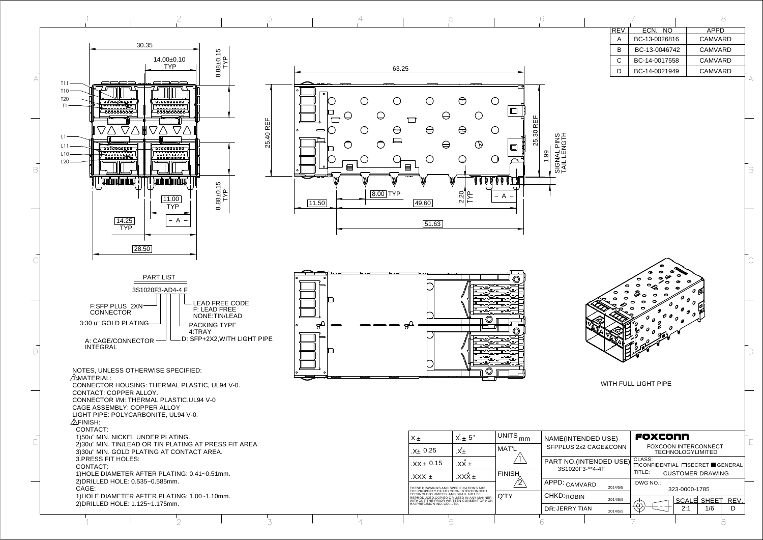| REV. | ECN. NO | APPD |
| --- | --- | --- |
| A | BC-13-0026816 | CAMVARD |
| B | BC-13-0046742 | CAMVARD |
| C | BC-14-0017558 | CAMVARD |
| D | BC-14-0021949 | CAMVARD |

30.35
14.00±0.10 TYP
8.88±0.15 TYP
T11
T10
T20
T1
L1
L11
L10
L20
8.88±0.15 TYP
11.00 TYP
– A –
14.25 TYP
28.50

63.25
25.40 REF
25.30 REF
1.99
SIGNAL PINS TAIL LENGTH
8.00 TYP
11.50
49.60
2.20 TYP
– A –
51.63

WITH FULL LIGHT PIPE

## PART LIST

3S1020F3-AD4-4 F

- F:SFP PLUS 2XN CONNECTOR
- 3:30 u" GOLD PLATING
- A: CAGE/CONNECTOR INTEGRAL
- LEAD FREE CODE
  - F: LEAD FREE
  - NONE:TIN/LEAD
- PACKING TYPE
  - 4:TRAY
- D: SFP+2X2,WITH LIGHT PIPE

## NOTES, UNLESS OTHERWISE SPECIFIED:

1. MATERIAL:
   - CONNECTOR HOUSING: THERMAL PLASTIC, UL94 V-0.
   - CONTACT: COPPER ALLOY.
   - CONNECTOR I/M: THERMAL PLASTIC,UL94 V-0
   - CAGE ASSEMBLY: COPPER ALLOY
   - LIGHT PIPE: POLYCARBONITE, UL94 V-0.
2. FINISH:
   - CONTACT:
     - 1)50u" MIN. NICKEL UNDER PLATING.
     - 2)30u" MIN. TIN/LEAD OR TIN PLATING AT PRESS FIT AREA.
     - 3)30u" MIN. GOLD PLATING AT CONTACT AREA.
3. PRESS FIT HOLES:
   - CONTACT:
     - 1)HOLE DIAMETER AFTER PLATING: 0.41~0.51mm.
     - 2)DRILLED HOLE: 0.535~0.585mm.
   - CAGE:
     - 1)HOLE DIAMETER AFTER PLATING: 1.00~1.10mm.
     - 2)DRILLED HOLE: 1.125~1.175mm.

| X.± | X.± 5° | UNITS mm |
| --- | --- | --- |
| .X± 0.25 | .X± | MAT'L 1 |
| .XX± 0.15 | .XX± | |
| .XXX ± | .XXX± | FINISH 2 |
| THESE DRAWINGS AND SPECIFICATIONS ARE THE PROPERTY OF FOXCONN INTERCONNECT TECHNOLOGYLIMITED. AND SHALL NOT BE REPRODUCED,COPIED OR USED IN ANY MANNER WITHOUT THE PRIOR WRITTEN CONSENT OF HON HAI PRECISION IND. CO., LTD. | | Q'TY |

| NAME(INTENDED USE) | FOXCONN |
| --- | --- |
| SFPPLUS 2x2 CAGE&CONN | FOXCONN INTERCONNECT TECHNOLOGYLIMITED |
| PART NO.(INTENDED USE) 3S1020F3-**4-4F | CLASS: ☐CONFIDENTIAL ☐SECRET ■GENERAL |
| | TITLE: CUSTOMER DRAWING |
| APPD: CAMVARD 2014/5/5 | DWG NO.: 323-0000-1785 |
| CHKD:ROBIN 2014/5/5 | SCALE 2:1 · SHEET 1/6 · REV. D |
| DR:JERRY TIAN 2014/5/5 | |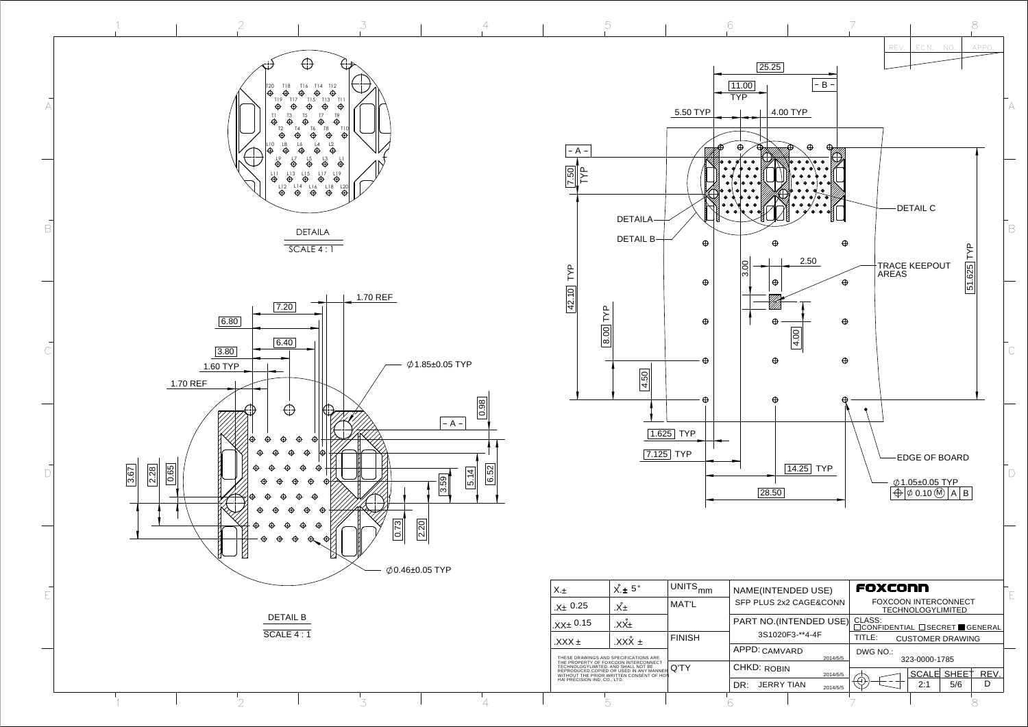DETAILA

SCALE 4 : 1

DETAIL B

SCALE 4 : 1

DETAIL C

TRACE KEEPOUT AREAS

EDGE OF BOARD

∅1.85±0.05 TYP

∅0.46±0.05 TYP

∅1.05±0.05 TYP

⊕ ∅ 0.10 Ⓜ A B

| X.± | X̊.± 5° | UNITS mm | NAME(INTENDED USE) | FOXCONN |
|---|---|---|---|---|
| .X± 0.25 | .X̊± | MAT'L | SFP PLUS 2x2 CAGE&CONN | FOXCOON INTERCONNECT TECHNOLOGYLIMITED |
| .XX± 0.15 | .XX̊± | | PART NO.(INTENDED USE) 3S1020F3-**4-4F | CLASS: ☐CONFIDENTIAL ☐SECRET ■GENERAL |
| .XXX ± | .XXX̊ ± | FINISH | | TITLE: CUSTOMER DRAWING |
| THESE DRAWINGS AND SPECIFICATIONS ARE THE PROPERTY OF FOXCOON INTERCONNECT TECHNOLOGYLIMITED. AND SHALL NOT BE REPRODUCED,COPIED OR USED IN ANY MANNER WITHOUT THE PRIOR WRITTEN CONSENT OF HON HAI PRECISION IND. CO., LTD. | | Q'TY | APPD: CAMVARD 2014/5/5 | DWG NO.: 323-0000-1785 |
| | | | CHKD: ROBIN 2014/5/5 | SCALE 2:1 / SHEET 5/6 / REV. D |
| | | | DR: JERRY TIAN 2014/5/5 | |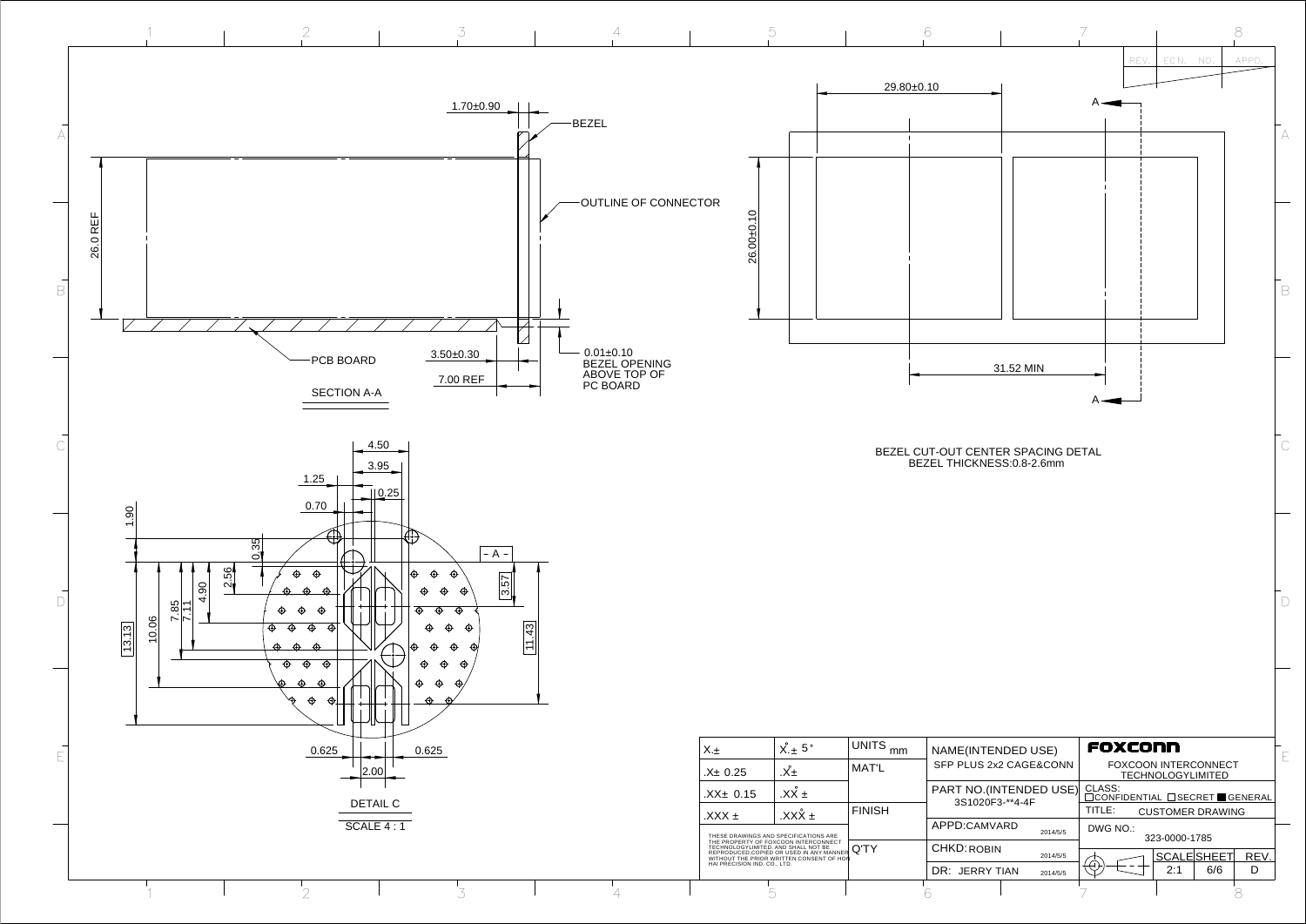REV. | ECN. NO. | APPD.

1.70±0.90

BEZEL

OUTLINE OF CONNECTOR

26.0 REF

PCB BOARD

3.50±0.30

7.00 REF

0.01±0.10
BEZEL OPENING
ABOVE TOP OF
PC BOARD

SECTION A-A

29.80±0.10

26.00±0.10

31.52 MIN

A

A

BEZEL CUT-OUT CENTER SPACING DETAL
BEZEL THICKNESS:0.8-2.6mm

4.50

3.95

1.25

0.25

0.70

1.90

0.35

– A –

2.56

4.90

7.11

7.85

10.06

13.13

3.57

11.43

0.625

0.625

2.00

DETAIL C

SCALE 4 : 1

| | | | | |
|---|---|---|---|---|
| X.± | X̊.± 5° | UNITS mm | NAME(INTENDED USE) SFP PLUS 2x2 CAGE&CONN | FOXCONN — FOXCOON INTERCONNECT TECHNOLOGYLIMITED |
| .X± 0.25 | .X̊± | MAT'L | PART NO.(INTENDED USE) 3S1020F3-**4-4F | CLASS: ☐CONFIDENTIAL ☐SECRET ■GENERAL |
| .XX± 0.15 | .XX̊ ± | | | TITLE: CUSTOMER DRAWING |
| .XXX ± | .XXX̊ ± | FINISH | APPD:CAMVARD 2014/5/5 | DWG NO.: 323-0000-1785 |
| THESE DRAWINGS AND SPECIFICATIONS ARE THE PROPERTY OF FOXCOON INTERCONNECT TECHNOLOGYLIMITED. AND SHALL NOT BE REPRODUCED.COPIED OR USED IN ANY MANNER WITHOUT THE PRIOR WRITTEN CONSENT OF HON HAI PRECISION IND. CO., LTD. | | Q'TY | CHKD: ROBIN 2014/5/5 | SCALE 2:1 / SHEET 6/6 / REV. D |
| | | | DR: JERRY TIAN 2014/5/5 | |